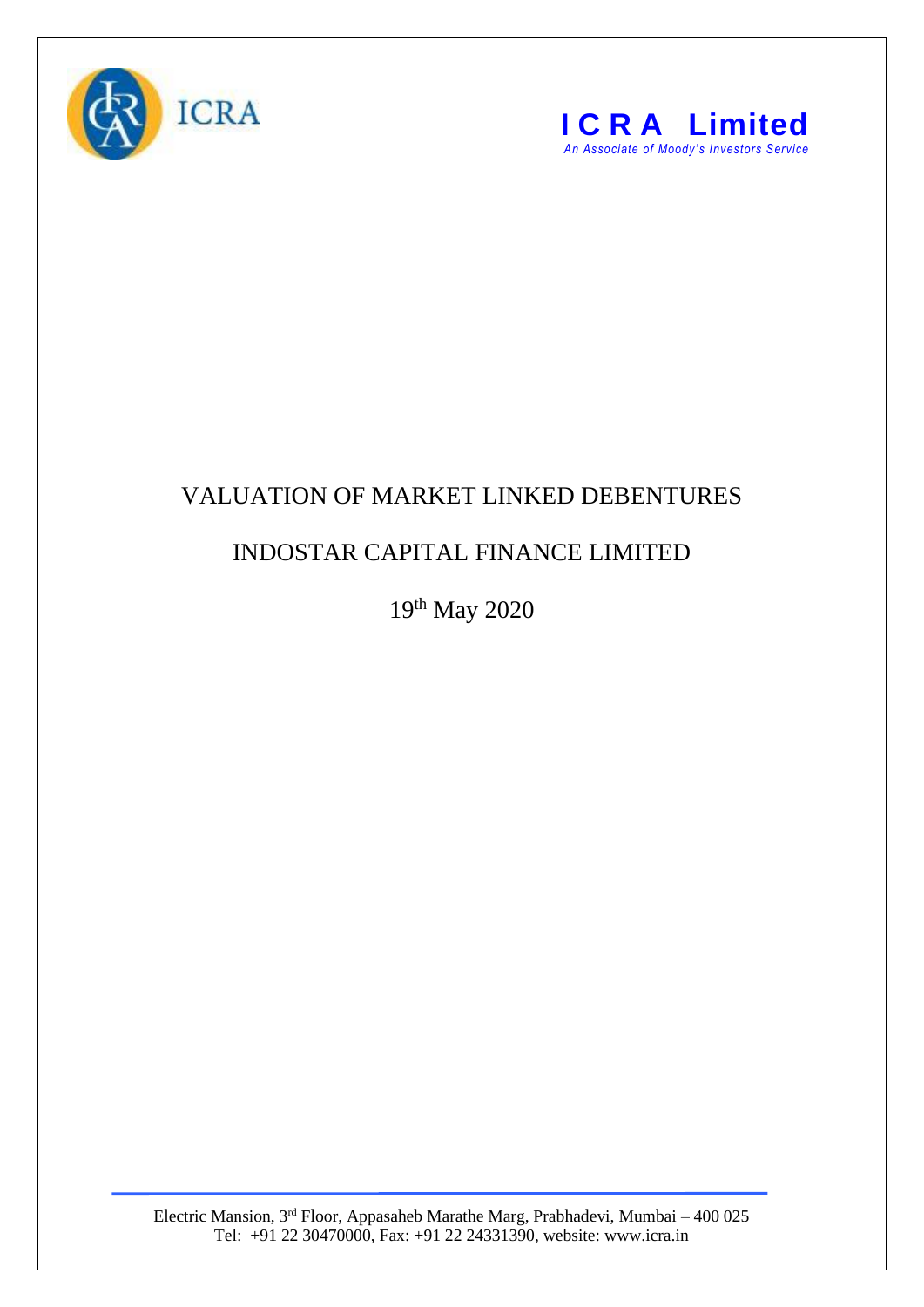ICRA

**ICRA Limited**
*An Associate of Moody's Investors Service*

# VALUATION OF MARKET LINKED DEBENTURES

## INDOSTAR CAPITAL FINANCE LIMITED

19th May 2020

Electric Mansion, 3rd Floor, Appasaheb Marathe Marg, Prabhadevi, Mumbai – 400 025
Tel: +91 22 30470000, Fax: +91 22 24331390, website: www.icra.in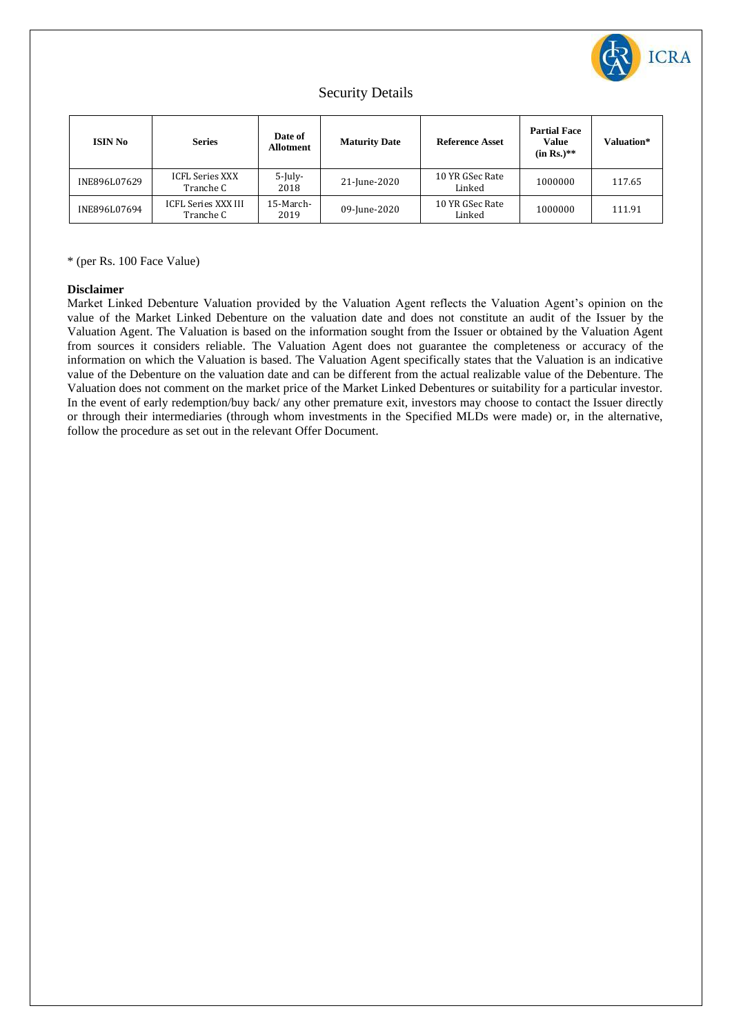## Security Details

| ISIN No | Series | Date of Allotment | Maturity Date | Reference Asset | Partial Face Value (in Rs.)** | Valuation* |
|---|---|---|---|---|---|---|
| INE896L07629 | ICFL Series XXX Tranche C | 5-July-2018 | 21-June-2020 | 10 YR GSec Rate Linked | 1000000 | 117.65 |
| INE896L07694 | ICFL Series XXX III Tranche C | 15-March-2019 | 09-June-2020 | 10 YR GSec Rate Linked | 1000000 | 111.91 |

* (per Rs. 100 Face Value)

**Disclaimer**

Market Linked Debenture Valuation provided by the Valuation Agent reflects the Valuation Agent's opinion on the value of the Market Linked Debenture on the valuation date and does not constitute an audit of the Issuer by the Valuation Agent. The Valuation is based on the information sought from the Issuer or obtained by the Valuation Agent from sources it considers reliable. The Valuation Agent does not guarantee the completeness or accuracy of the information on which the Valuation is based. The Valuation Agent specifically states that the Valuation is an indicative value of the Debenture on the valuation date and can be different from the actual realizable value of the Debenture. The Valuation does not comment on the market price of the Market Linked Debentures or suitability for a particular investor. In the event of early redemption/buy back/ any other premature exit, investors may choose to contact the Issuer directly or through their intermediaries (through whom investments in the Specified MLDs were made) or, in the alternative, follow the procedure as set out in the relevant Offer Document.